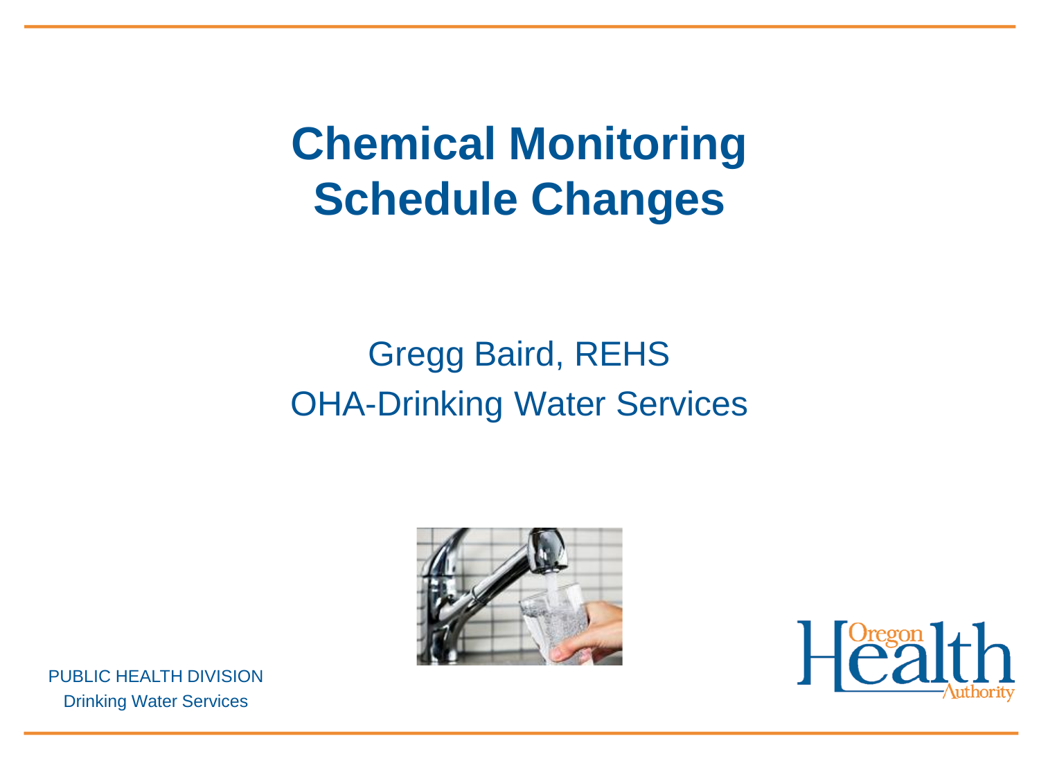# Chemical Monitoring Schedule Changes

Gregg Baird, REHS

OHA-Drinking Water Services

PUBLIC HEALTH DIVISION

Drinking Water Services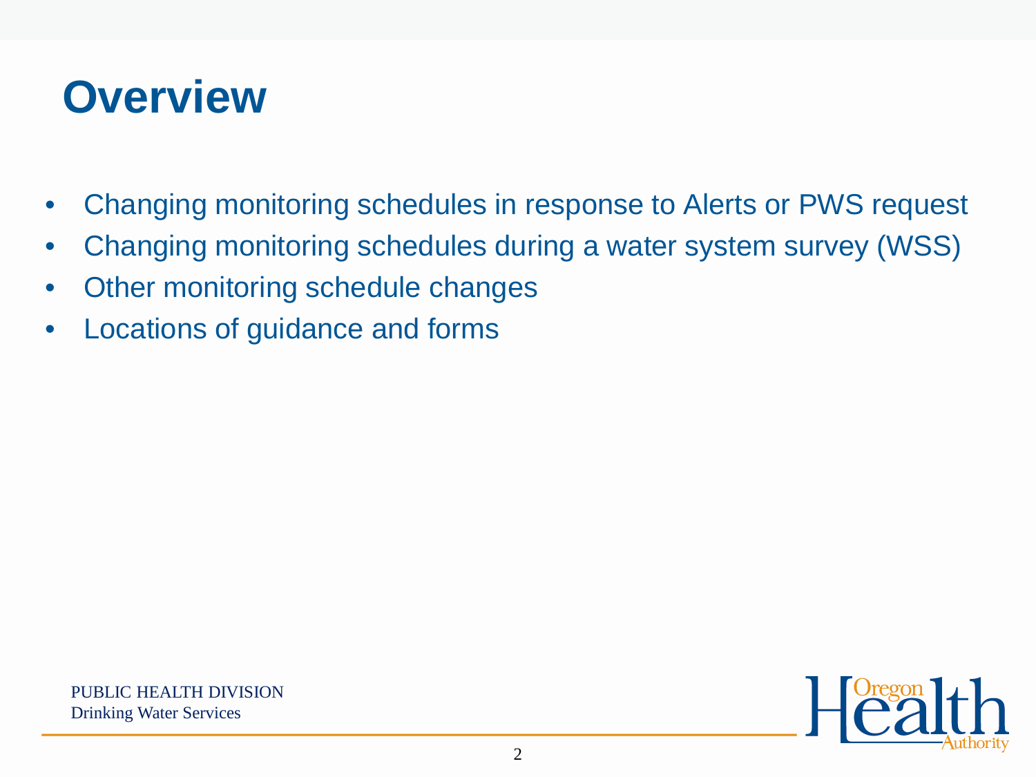# Overview

- Changing monitoring schedules in response to Alerts or PWS request
- Changing monitoring schedules during a water system survey (WSS)
- Other monitoring schedule changes
- Locations of guidance and forms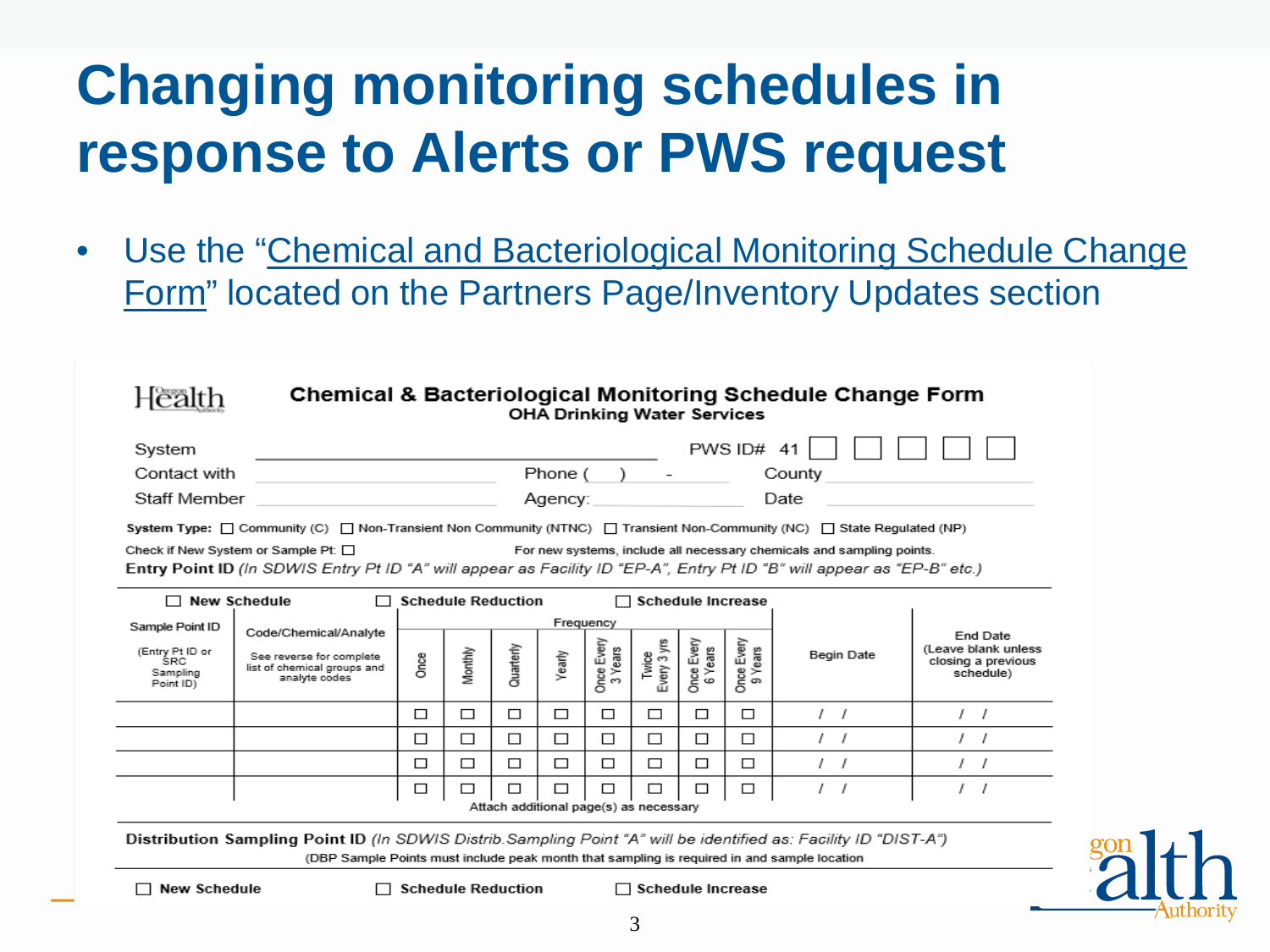# Changing monitoring schedules in response to Alerts or PWS request

- Use the "Chemical and Bacteriological Monitoring Schedule Change Form" located on the Partners Page/Inventory Updates section

**Chemical & Bacteriological Monitoring Schedule Change Form**
**OHA Drinking Water Services**

System ____________________ PWS ID# 41 ☐ ☐ ☐ ☐ ☐
Contact with ____________________ Phone ( ) - __________ County __________
Staff Member ____________________ Agency: __________ Date __________

**System Type:** ☐ Community (C) ☐ Non-Transient Non Community (NTNC) ☐ Transient Non-Community (NC) ☐ State Regulated (NP)

Check if New System or Sample Pt: ☐ For new systems, include all necessary chemicals and sampling points.

**Entry Point ID** *(In SDWIS Entry Pt ID "A" will appear as Facility ID "EP-A", Entry Pt ID "B" will appear as "EP-B" etc.)*

☐ **New Schedule** ☐ **Schedule Reduction** ☐ **Schedule Increase**

| Sample Point ID (Entry Pt ID or SRC Sampling Point ID) | Code/Chemical/Analyte (See reverse for complete list of chemical groups and analyte codes) | Frequency | | | | | | | | Begin Date | End Date (Leave blank unless closing a previous schedule) |
|---|---|---|---|---|---|---|---|---|---|---|---|
| | | Once | Monthly | Quarterly | Yearly | Once Every 3 Years | Twice Every 3 yrs | Once Every 6 Years | Once Every 9 Years | | |
| | | ☐ | ☐ | ☐ | ☐ | ☐ | ☐ | ☐ | ☐ | / / | / / |
| | | ☐ | ☐ | ☐ | ☐ | ☐ | ☐ | ☐ | ☐ | / / | / / |
| | | ☐ | ☐ | ☐ | ☐ | ☐ | ☐ | ☐ | ☐ | / / | / / |
| | | ☐ | ☐ | ☐ | ☐ | ☐ | ☐ | ☐ | ☐ | / / | / / |

Attach additional page(s) as necessary

**Distribution Sampling Point ID** *(In SDWIS Distrib. Sampling Point "A" will be identified as: Facility ID "DIST-A")*
(DBP Sample Points must include peak month that sampling is required in and sample location)

☐ **New Schedule** ☐ **Schedule Reduction** ☐ **Schedule Increase**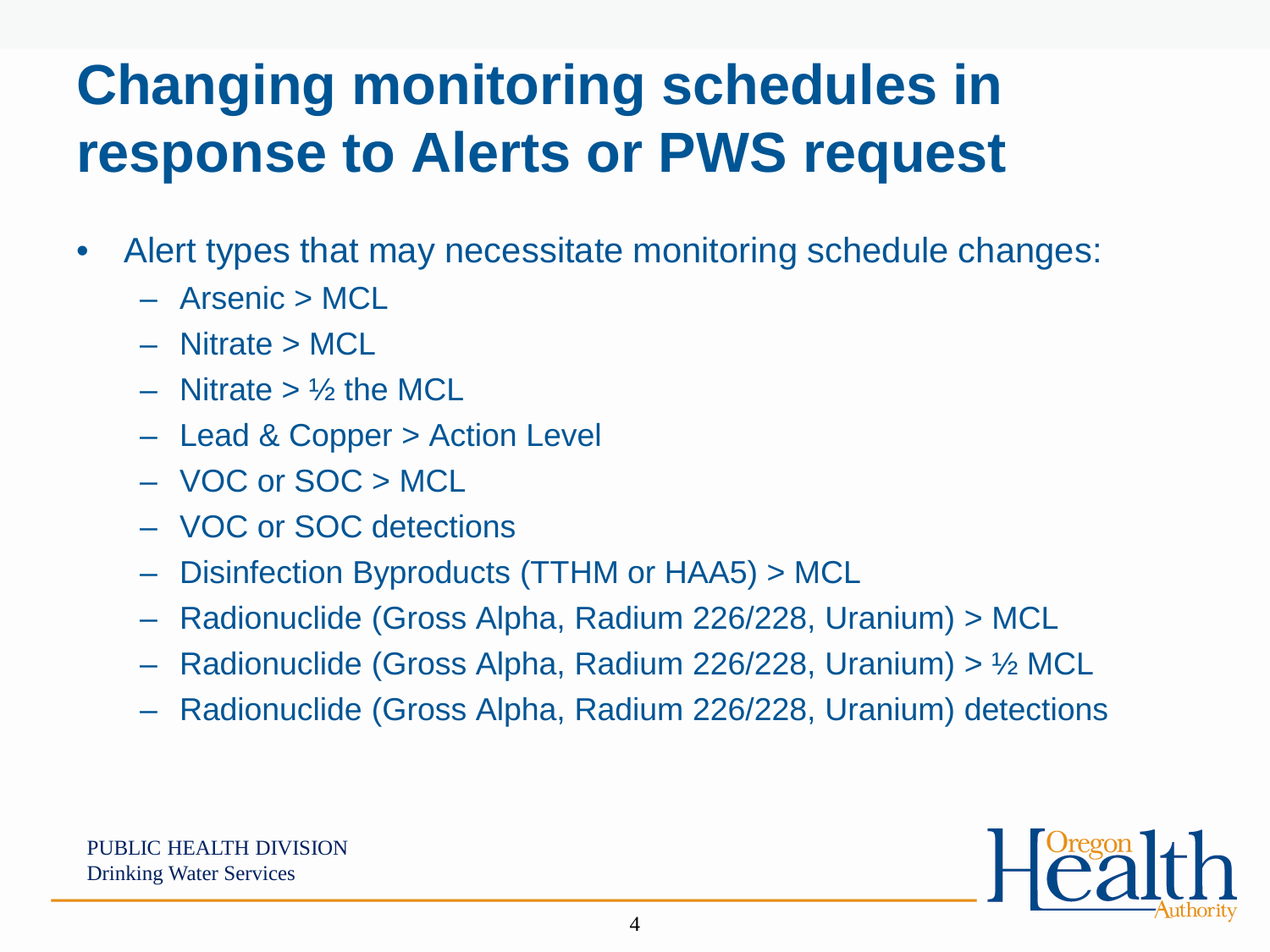# Changing monitoring schedules in response to Alerts or PWS request

- Alert types that may necessitate monitoring schedule changes:
  - Arsenic > MCL
  - Nitrate > MCL
  - Nitrate > ½ the MCL
  - Lead & Copper > Action Level
  - VOC or SOC > MCL
  - VOC or SOC detections
  - Disinfection Byproducts (TTHM or HAA5) > MCL
  - Radionuclide (Gross Alpha, Radium 226/228, Uranium) > MCL
  - Radionuclide (Gross Alpha, Radium 226/228, Uranium) > ½ MCL
  - Radionuclide (Gross Alpha, Radium 226/228, Uranium) detections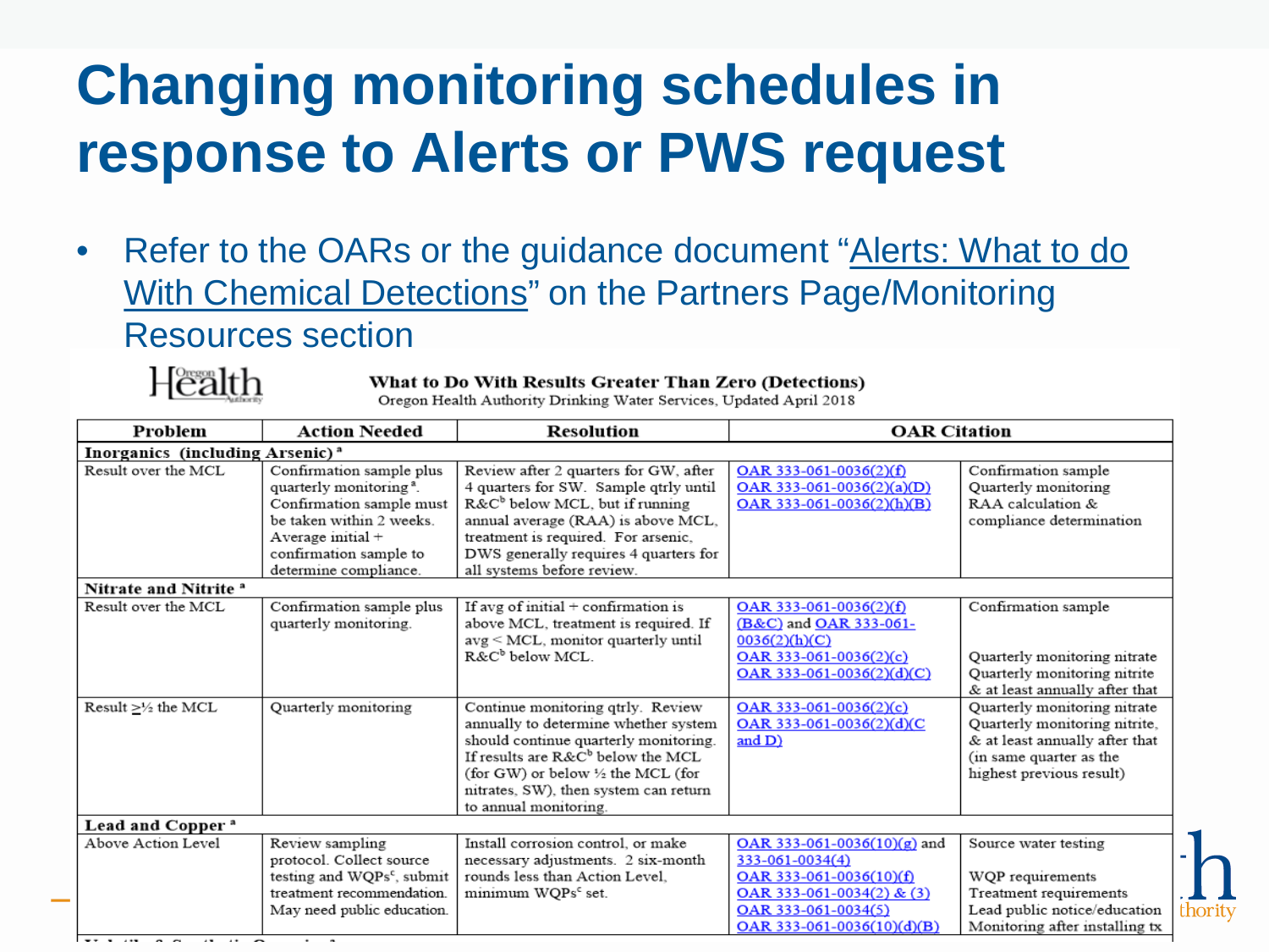# Changing monitoring schedules in response to Alerts or PWS request

- Refer to the OARs or the guidance document "Alerts: What to do With Chemical Detections" on the Partners Page/Monitoring Resources section

**What to Do With Results Greater Than Zero (Detections)**

Oregon Health Authority Drinking Water Services, Updated April 2018

| Problem | Action Needed | Resolution | OAR Citation | |
|---|---|---|---|---|
| **Inorganics (including Arsenic)** [a] | | | | |
| Result over the MCL | Confirmation sample plus quarterly monitoring [a]. Confirmation sample must be taken within 2 weeks. Average initial + confirmation sample to determine compliance. | Review after 2 quarters for GW, after 4 quarters for SW. Sample qtrly until R&C[b] below MCL, but if running annual average (RAA) is above MCL, treatment is required. For arsenic, DWS generally requires 4 quarters for all systems before review. | OAR 333-061-0036(2)(f)<br>OAR 333-061-0036(2)(a)(D)<br>OAR 333-061-0036(2)(h)(B) | Confirmation sample<br>Quarterly monitoring<br>RAA calculation & compliance determination |
| **Nitrate and Nitrite** [a] | | | | |
| Result over the MCL | Confirmation sample plus quarterly monitoring. | If avg of initial + confirmation is above MCL, treatment is required. If avg < MCL, monitor quarterly until R&C[b] below MCL. | OAR 333-061-0036(2)(f) (B&C) and OAR 333-061-0036(2)(h)(C)<br>OAR 333-061-0036(2)(c)<br>OAR 333-061-0036(2)(d)(C) | Confirmation sample<br><br>Quarterly monitoring nitrate<br>Quarterly monitoring nitrite & at least annually after that |
| Result ≥½ the MCL | Quarterly monitoring | Continue monitoring qtrly. Review annually to determine whether system should continue quarterly monitoring. If results are R&C[b] below the MCL (for GW) or below ½ the MCL (for nitrates, SW), then system can return to annual monitoring. | OAR 333-061-0036(2)(c)<br>OAR 333-061-0036(2)(d)(C and D) | Quarterly monitoring nitrate<br>Quarterly monitoring nitrite, & at least annually after that (in same quarter as the highest previous result) |
| **Lead and Copper** [a] | | | | |
| Above Action Level | Review sampling protocol. Collect source testing and WQPs[c], submit treatment recommendation. May need public education. | Install corrosion control, or make necessary adjustments. 2 six-month rounds less than Action Level, minimum WQPs[c] set. | OAR 333-061-0036(10)(g) and 333-061-0034(4)<br>OAR 333-061-0036(10)(f)<br>OAR 333-061-0034(2) & (3)<br>OAR 333-061-0034(5)<br>OAR 333-061-0036(10)(d)(B) | Source water testing<br><br>WQP requirements<br>Treatment requirements<br>Lead public notice/education<br>Monitoring after installing tx |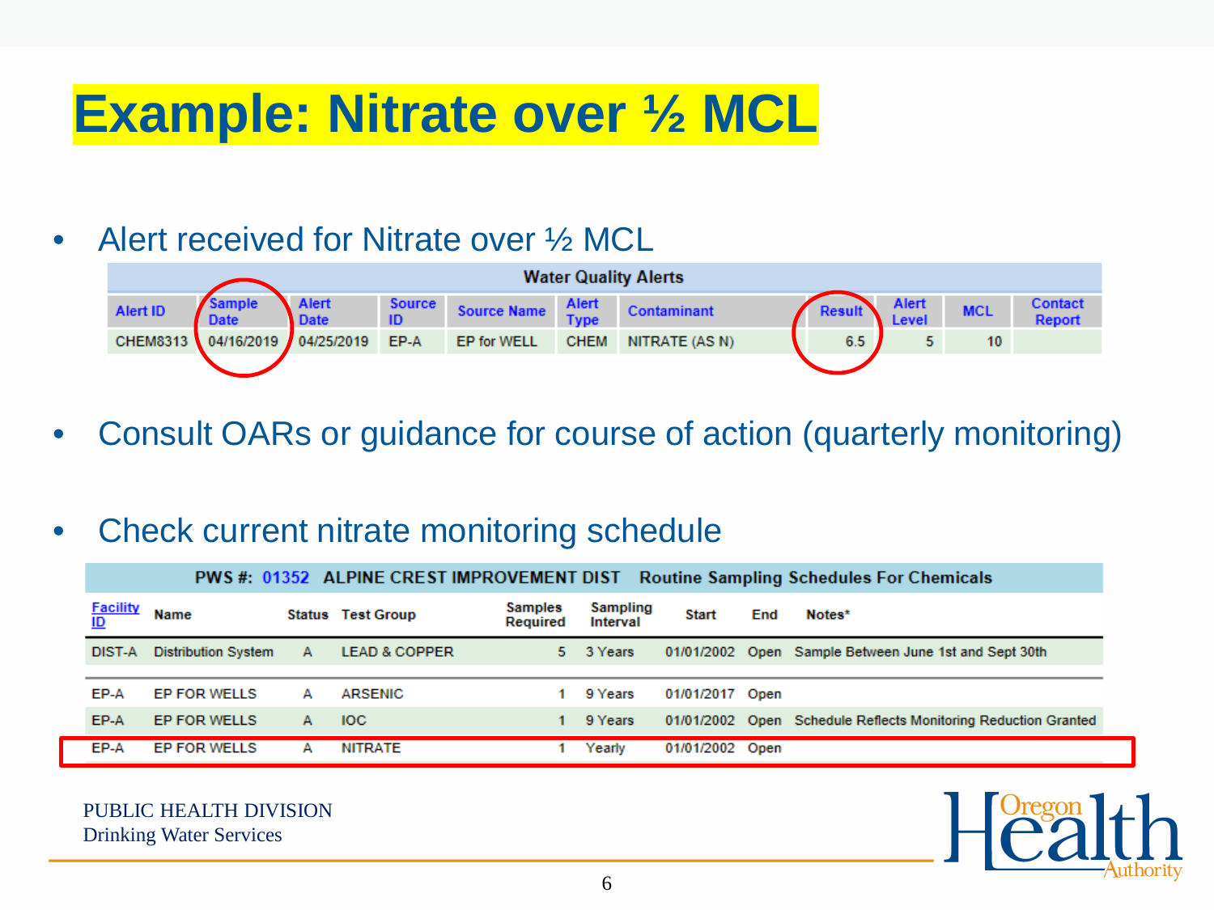# Example: Nitrate over ½ MCL

- Alert received for Nitrate over ½ MCL

| Water Quality Alerts | | | | | | | | | | |
|---|---|---|---|---|---|---|---|---|---|---|
| Alert ID | Sample Date | Alert Date | Source ID | Source Name | Alert Type | Contaminant | Result | Alert Level | MCL | Contact Report |
| CHEM8313 | 04/16/2019 | 04/25/2019 | EP-A | EP for WELL | CHEM | NITRATE (AS N) | 6.5 | 5 | 10 | |

- Consult OARs or guidance for course of action (quarterly monitoring)

- Check current nitrate monitoring schedule

| PWS #: 01352 ALPINE CREST IMPROVEMENT DIST Routine Sampling Schedules For Chemicals | | | | | | | | |
|---|---|---|---|---|---|---|---|---|
| Facility ID | Name | Status | Test Group | Samples Required | Sampling Interval | Start | End | Notes* |
| DIST-A | Distribution System | A | LEAD & COPPER | 5 | 3 Years | 01/01/2002 | Open | Sample Between June 1st and Sept 30th |
| EP-A | EP FOR WELLS | A | ARSENIC | 1 | 9 Years | 01/01/2017 | Open | |
| EP-A | EP FOR WELLS | A | IOC | 1 | 9 Years | 01/01/2002 | Open | Schedule Reflects Monitoring Reduction Granted |
| EP-A | EP FOR WELLS | A | NITRATE | 1 | Yearly | 01/01/2002 | Open | |

PUBLIC HEALTH DIVISION
Drinking Water Services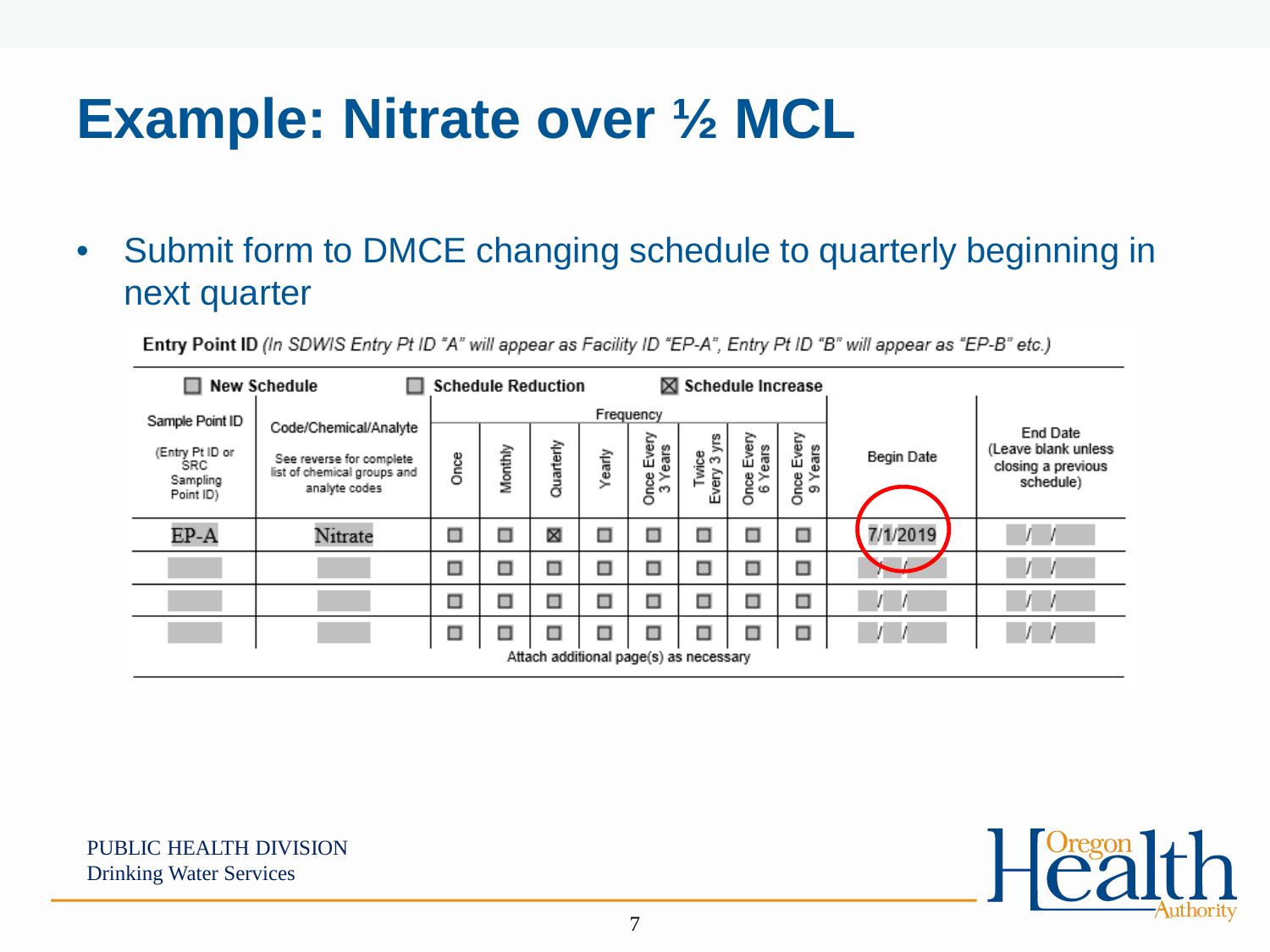# Example: Nitrate over ½ MCL

- Submit form to DMCE changing schedule to quarterly beginning in next quarter

**Entry Point ID** *(In SDWIS Entry Pt ID "A" will appear as Facility ID "EP-A", Entry Pt ID "B" will appear as "EP-B" etc.)*

☐ **New Schedule** ☐ **Schedule Reduction** ☒ **Schedule Increase**

| Sample Point ID (Entry Pt ID or SRC Sampling Point ID) | Code/Chemical/Analyte See reverse for complete list of chemical groups and analyte codes | Frequency | | | | | | | | Begin Date | End Date (Leave blank unless closing a previous schedule) |
|---|---|---|---|---|---|---|---|---|---|---|---|
| | | Once | Monthly | Quarterly | Yearly | Once Every 3 Years | Twice Every 3 yrs | Once Every 6 Years | Once Every 9 Years | | |
| EP-A | Nitrate | ☐ | ☐ | ☒ | ☐ | ☐ | ☐ | ☐ | ☐ | 7/1/2019 | / / |
| | | ☐ | ☐ | ☐ | ☐ | ☐ | ☐ | ☐ | ☐ | / / | / / |
| | | ☐ | ☐ | ☐ | ☐ | ☐ | ☐ | ☐ | ☐ | / / | / / |
| | | ☐ | ☐ | ☐ | ☐ | ☐ | ☐ | ☐ | ☐ | / / | / / |

Attach additional page(s) as necessary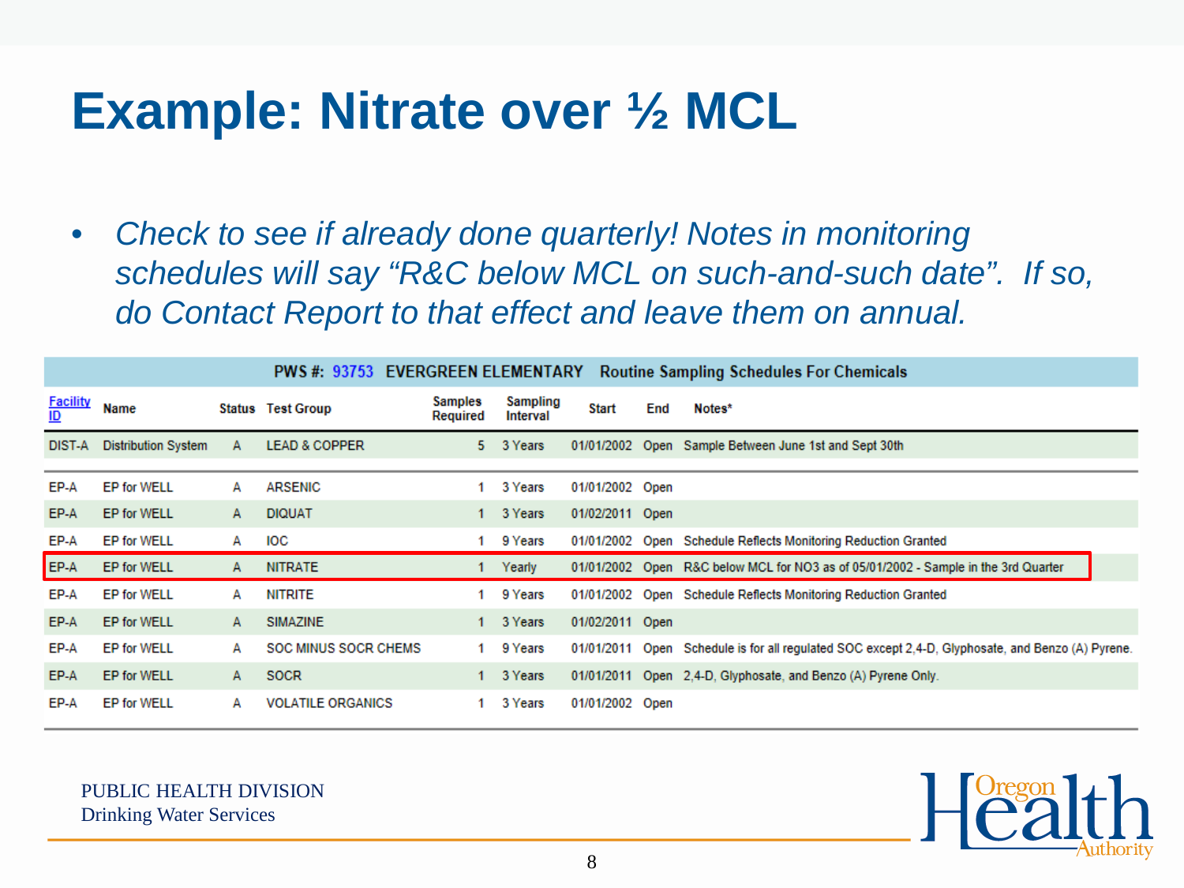# Example: Nitrate over ½ MCL

- *Check to see if already done quarterly! Notes in monitoring schedules will say "R&C below MCL on such-and-such date". If so, do Contact Report to that effect and leave them on annual.*

**PWS #: 93753 EVERGREEN ELEMENTARY Routine Sampling Schedules For Chemicals**

| Facility ID | Name | Status | Test Group | Samples Required | Sampling Interval | Start | End | Notes* |
|---|---|---|---|---|---|---|---|---|
| DIST-A | Distribution System | A | LEAD & COPPER | 5 | 3 Years | 01/01/2002 | Open | Sample Between June 1st and Sept 30th |
| EP-A | EP for WELL | A | ARSENIC | 1 | 3 Years | 01/01/2002 | Open | |
| EP-A | EP for WELL | A | DIQUAT | 1 | 3 Years | 01/02/2011 | Open | |
| EP-A | EP for WELL | A | IOC | 1 | 9 Years | 01/01/2002 | Open | Schedule Reflects Monitoring Reduction Granted |
| EP-A | EP for WELL | A | NITRATE | 1 | Yearly | 01/01/2002 | Open | R&C below MCL for NO3 as of 05/01/2002 - Sample in the 3rd Quarter |
| EP-A | EP for WELL | A | NITRITE | 1 | 9 Years | 01/01/2002 | Open | Schedule Reflects Monitoring Reduction Granted |
| EP-A | EP for WELL | A | SIMAZINE | 1 | 3 Years | 01/02/2011 | Open | |
| EP-A | EP for WELL | A | SOC MINUS SOCR CHEMS | 1 | 9 Years | 01/01/2011 | Open | Schedule is for all regulated SOC except 2,4-D, Glyphosate, and Benzo (A) Pyrene. |
| EP-A | EP for WELL | A | SOCR | 1 | 3 Years | 01/01/2011 | Open | 2,4-D, Glyphosate, and Benzo (A) Pyrene Only. |
| EP-A | EP for WELL | A | VOLATILE ORGANICS | 1 | 3 Years | 01/01/2002 | Open | |

PUBLIC HEALTH DIVISION
Drinking Water Services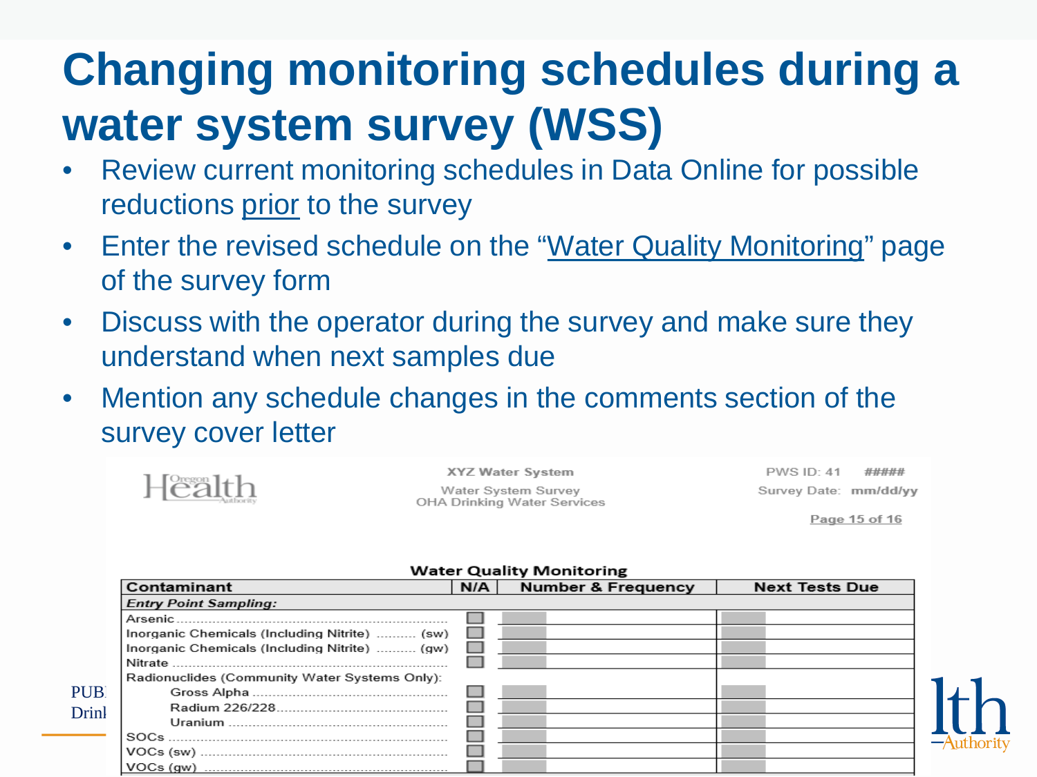# Changing monitoring schedules during a water system survey (WSS)

- Review current monitoring schedules in Data Online for possible reductions prior to the survey
- Enter the revised schedule on the "Water Quality Monitoring" page of the survey form
- Discuss with the operator during the survey and make sure they understand when next samples due
- Mention any schedule changes in the comments section of the survey cover letter

XYZ Water System
Water System Survey
OHA Drinking Water Services

PWS ID: 41 #####
Survey Date: mm/dd/yy

Page 15 of 16

**Water Quality Monitoring**

| Contaminant | N/A | Number & Frequency | Next Tests Due |
|---|---|---|---|
| ***Entry Point Sampling:*** | | | |
| Arsenic | ☐ | | |
| Inorganic Chemicals (Including Nitrite) (sw) | ☐ | | |
| Inorganic Chemicals (Including Nitrite) (gw) | ☐ | | |
| Nitrate | ☐ | | |
| Radionuclides (Community Water Systems Only): | | | |
| Gross Alpha | ☐ | | |
| Radium 226/228 | ☐ | | |
| Uranium | ☐ | | |
| SOCs | ☐ | | |
| VOCs (sw) | ☐ | | |
| VOCs (gw) | ☐ | | |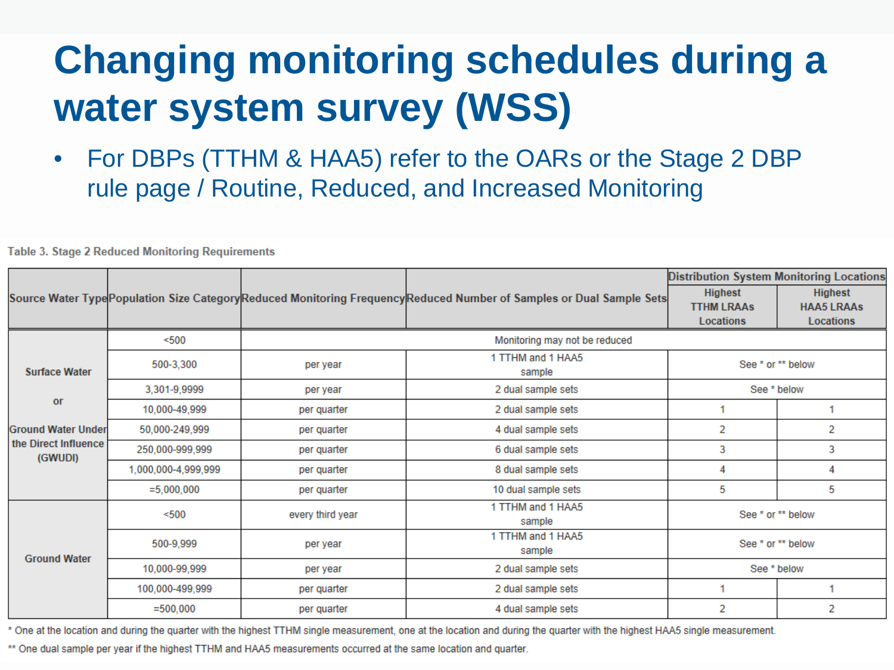# Changing monitoring schedules during a water system survey (WSS)

- For DBPs (TTHM & HAA5) refer to the OARs or the Stage 2 DBP rule page / Routine, Reduced, and Increased Monitoring

**Table 3. Stage 2 Reduced Monitoring Requirements**

| Source Water Type | Population Size Category | Reduced Monitoring Frequency | Reduced Number of Samples or Dual Sample Sets | Distribution System Monitoring Locations | |
|---|---|---|---|---|---|
| | | | | Highest TTHM LRAAs Locations | Highest HAA5 LRAAs Locations |
| Surface Water or Ground Water Under the Direct Influence (GWUDI) | <500 | Monitoring may not be reduced | | | |
| | 500-3,300 | per year | 1 TTHM and 1 HAA5 sample | See * or ** below | |
| | 3,301-9,9999 | per year | 2 dual sample sets | See * below | |
| | 10,000-49,999 | per quarter | 2 dual sample sets | 1 | 1 |
| | 50,000-249,999 | per quarter | 4 dual sample sets | 2 | 2 |
| | 250,000-999,999 | per quarter | 6 dual sample sets | 3 | 3 |
| | 1,000,000-4,999,999 | per quarter | 8 dual sample sets | 4 | 4 |
| | =5,000,000 | per quarter | 10 dual sample sets | 5 | 5 |
| Ground Water | <500 | every third year | 1 TTHM and 1 HAA5 sample | See * or ** below | |
| | 500-9,999 | per year | 1 TTHM and 1 HAA5 sample | See * or ** below | |
| | 10,000-99,999 | per year | 2 dual sample sets | See * below | |
| | 100,000-499,999 | per quarter | 2 dual sample sets | 1 | 1 |
| | =500,000 | per quarter | 4 dual sample sets | 2 | 2 |

* One at the location and during the quarter with the highest TTHM single measurement, one at the location and during the quarter with the highest HAA5 single measurement.

** One dual sample per year if the highest TTHM and HAA5 measurements occurred at the same location and quarter.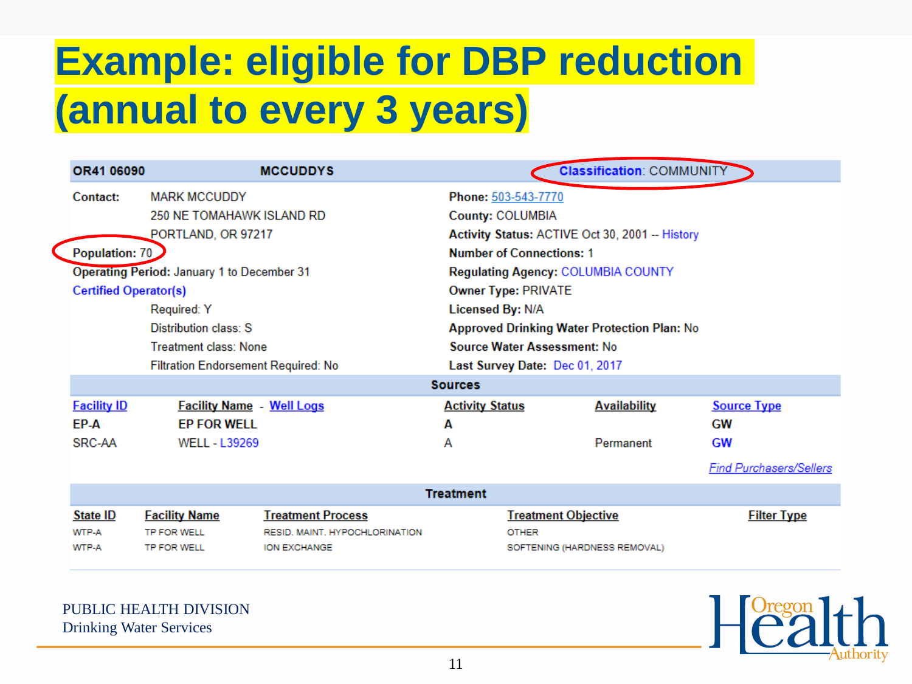# Example: eligible for DBP reduction (annual to every 3 years)

| OR41 06090 | MCCUDDYS | Classification: COMMUNITY |
|---|---|---|

**Contact:** MARK MCCUDDY
250 NE TOMAHAWK ISLAND RD
PORTLAND, OR 97217

**Population:** 70

**Operating Period:** January 1 to December 31

**Certified Operator(s)**
- Required: Y
- Distribution class: S
- Treatment class: None
- Filtration Endorsement Required: No

**Phone:** 503-543-7770
**County:** COLUMBIA
**Activity Status:** ACTIVE Oct 30, 2001 -- History
**Number of Connections:** 1
**Regulating Agency:** COLUMBIA COUNTY
**Owner Type:** PRIVATE
**Licensed By:** N/A
**Approved Drinking Water Protection Plan:** No
**Source Water Assessment:** No
**Last Survey Date:** Dec 01, 2017

**Sources**

| Facility ID | Facility Name - Well Logs | Activity Status | Availability | Source Type |
|---|---|---|---|---|
| EP-A | EP FOR WELL | A | | GW |
| SRC-AA | WELL - L39269 | A | Permanent | GW |

Find Purchasers/Sellers

**Treatment**

| State ID | Facility Name | Treatment Process | Treatment Objective | Filter Type |
|---|---|---|---|---|
| WTP-A | TP FOR WELL | RESID. MAINT. HYPOCHLORINATION | OTHER | |
| WTP-A | TP FOR WELL | ION EXCHANGE | SOFTENING (HARDNESS REMOVAL) | |

PUBLIC HEALTH DIVISION
Drinking Water Services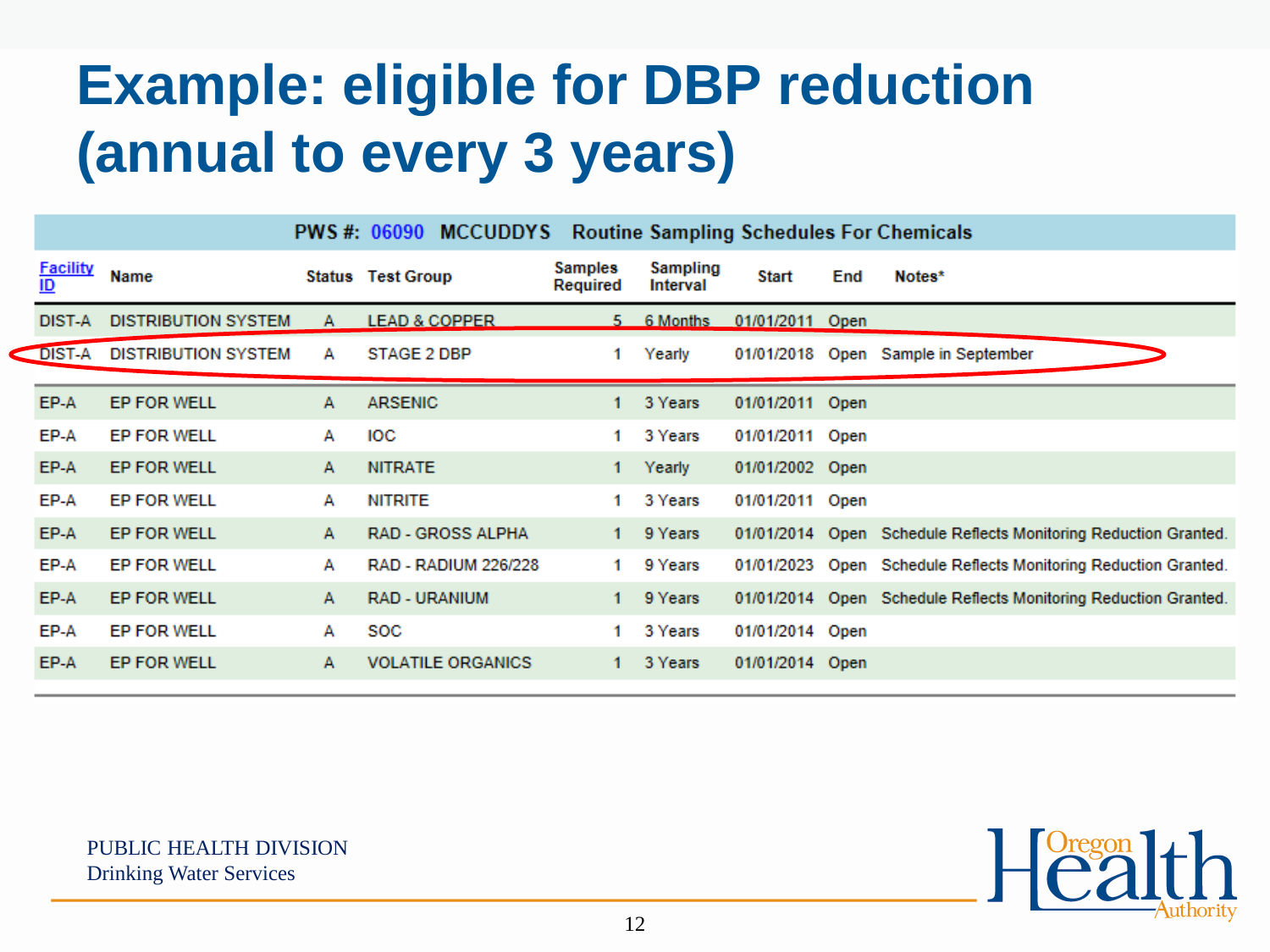# Example: eligible for DBP reduction (annual to every 3 years)

**PWS #: 06090 MCCUDDYS Routine Sampling Schedules For Chemicals**

| Facility ID | Name | Status | Test Group | Samples Required | Sampling Interval | Start | End | Notes* |
|---|---|---|---|---|---|---|---|---|
| DIST-A | DISTRIBUTION SYSTEM | A | LEAD & COPPER | 5 | 6 Months | 01/01/2011 | Open | |
| DIST-A | DISTRIBUTION SYSTEM | A | STAGE 2 DBP | 1 | Yearly | 01/01/2018 | Open | Sample in September |
| EP-A | EP FOR WELL | A | ARSENIC | 1 | 3 Years | 01/01/2011 | Open | |
| EP-A | EP FOR WELL | A | IOC | 1 | 3 Years | 01/01/2011 | Open | |
| EP-A | EP FOR WELL | A | NITRATE | 1 | Yearly | 01/01/2002 | Open | |
| EP-A | EP FOR WELL | A | NITRITE | 1 | 3 Years | 01/01/2011 | Open | |
| EP-A | EP FOR WELL | A | RAD - GROSS ALPHA | 1 | 9 Years | 01/01/2014 | Open | Schedule Reflects Monitoring Reduction Granted. |
| EP-A | EP FOR WELL | A | RAD - RADIUM 226/228 | 1 | 9 Years | 01/01/2023 | Open | Schedule Reflects Monitoring Reduction Granted. |
| EP-A | EP FOR WELL | A | RAD - URANIUM | 1 | 9 Years | 01/01/2014 | Open | Schedule Reflects Monitoring Reduction Granted. |
| EP-A | EP FOR WELL | A | SOC | 1 | 3 Years | 01/01/2014 | Open | |
| EP-A | EP FOR WELL | A | VOLATILE ORGANICS | 1 | 3 Years | 01/01/2014 | Open | |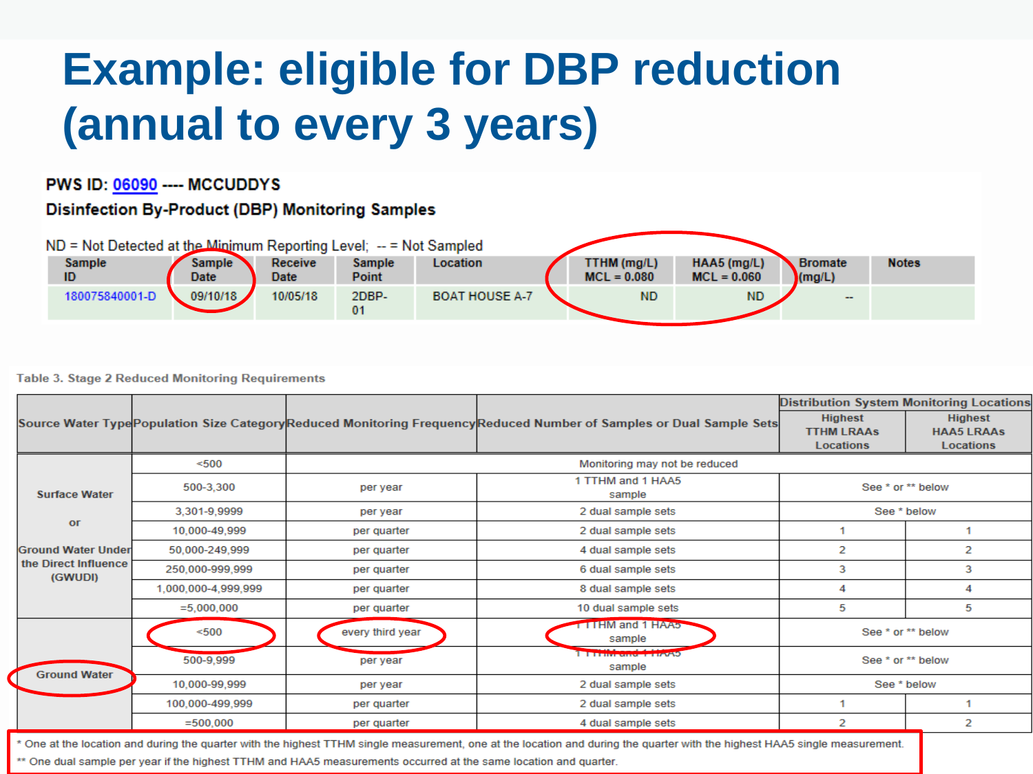# Example: eligible for DBP reduction (annual to every 3 years)

**PWS ID: 06090 ---- MCCUDDYS**

**Disinfection By-Product (DBP) Monitoring Samples**

ND = Not Detected at the Minimum Reporting Level; -- = Not Sampled

| Sample ID | Sample Date | Receive Date | Sample Point | Location | TTHM (mg/L) MCL = 0.080 | HAA5 (mg/L) MCL = 0.060 | Bromate (mg/L) | Notes |
|---|---|---|---|---|---|---|---|---|
| 180075840001-D | 09/10/18 | 10/05/18 | 2DBP-01 | BOAT HOUSE A-7 | ND | ND | -- | |

Table 3. Stage 2 Reduced Monitoring Requirements

| Source Water Type | Population Size Category | Reduced Monitoring Frequency | Reduced Number of Samples or Dual Sample Sets | Distribution System Monitoring Locations: Highest TTHM LRAAs Locations | Distribution System Monitoring Locations: Highest HAA5 LRAAs Locations |
|---|---|---|---|---|---|
| Surface Water or Ground Water Under the Direct Influence (GWUDI) | <500 | Monitoring may not be reduced | | | |
| | 500-3,300 | per year | 1 TTHM and 1 HAA5 sample | See * or ** below | |
| | 3,301-9,9999 | per year | 2 dual sample sets | See * below | |
| | 10,000-49,999 | per quarter | 2 dual sample sets | 1 | 1 |
| | 50,000-249,999 | per quarter | 4 dual sample sets | 2 | 2 |
| | 250,000-999,999 | per quarter | 6 dual sample sets | 3 | 3 |
| | 1,000,000-4,999,999 | per quarter | 8 dual sample sets | 4 | 4 |
| | =5,000,000 | per quarter | 10 dual sample sets | 5 | 5 |
| Ground Water | <500 | every third year | 1 TTHM and 1 HAA5 sample | See * or ** below | |
| | 500-9,999 | per year | 1 TTHM and 1 HAA5 sample | See * or ** below | |
| | 10,000-99,999 | per year | 2 dual sample sets | See * below | |
| | 100,000-499,999 | per quarter | 2 dual sample sets | 1 | 1 |
| | =500,000 | per quarter | 4 dual sample sets | 2 | 2 |

* One at the location and during the quarter with the highest TTHM single measurement, one at the location and during the quarter with the highest HAA5 single measurement.

** One dual sample per year if the highest TTHM and HAA5 measurements occurred at the same location and quarter.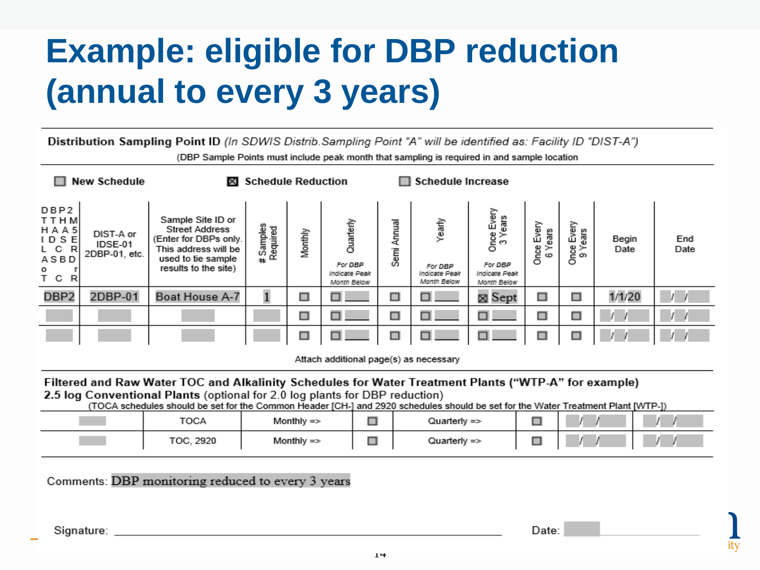# Example: eligible for DBP reduction (annual to every 3 years)

**Distribution Sampling Point ID** *(In SDWIS Distrib.Sampling Point "A" will be identified as: Facility ID "DIST-A")*

(DBP Sample Points must include peak month that sampling is required in and sample location

☐ **New Schedule** ☒ **Schedule Reduction** ☐ **Schedule Increase**

| DBP2 TTHM HAA5 IDSE LCR ASBD or TCR | DIST-A or IDSE-01 2DBP-01, etc. | Sample Site ID or Street Address (Enter for DBPs only. This address will be used to tie sample results to the site) | # Samples Required | Monthly | Quarterly *For DBP Indicate Peak Month Below* | Semi Annual | Yearly *For DBP Indicate Peak Month Below* | Once Every 3 Years *For DBP Indicate Peak Month Below* | Once Every 6 Years | Once Every 9 Years | Begin Date | End Date |
|---|---|---|---|---|---|---|---|---|---|---|---|---|
| DBP2 | 2DBP-01 | Boat House A-7 | 1 | ☐ | ☐ | ☐ | ☐ | ☒ Sept | ☐ | ☐ | 1/1/20 | / / |
| | | | | ☐ | ☐ | ☐ | ☐ | ☐ | ☐ | ☐ | / / | / / |
| | | | | ☐ | ☐ | ☐ | ☐ | ☐ | ☐ | ☐ | / / | / / |

Attach additional page(s) as necessary

**Filtered and Raw Water TOC and Alkalinity Schedules for Water Treatment Plants ("WTP-A" for example)**
**2.5 log Conventional Plants** (optional for 2.0 log plants for DBP reduction)
(TOCA schedules should be set for the Common Header [CH-] and 2920 schedules should be set for the Water Treatment Plant [WTP-])

| | TOCA | Monthly => | ☐ | Quarterly => | ☐ | / / | / / |
|---|---|---|---|---|---|---|---|
| | TOC, 2920 | Monthly => | ☐ | Quarterly => | ☐ | / / | / / |

Comments: DBP monitoring reduced to every 3 years

Signature: ______________________________ Date: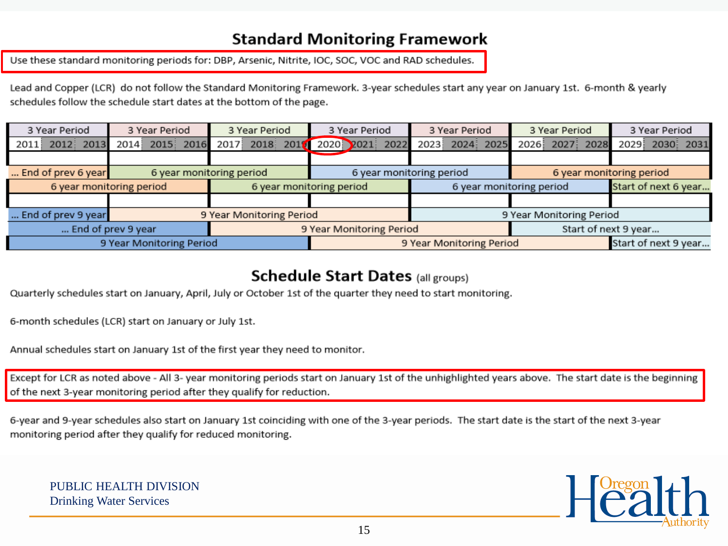## Standard Monitoring Framework

Use these standard monitoring periods for: DBP, Arsenic, Nitrite, IOC, SOC, VOC and RAD schedules.

Lead and Copper (LCR) do not follow the Standard Monitoring Framework. 3-year schedules start any year on January 1st. 6-month & yearly schedules follow the schedule start dates at the bottom of the page.

| 3 Year Period | | | 3 Year Period | | | 3 Year Period | | | 3 Year Period | | | 3 Year Period | | | 3 Year Period | | | 3 Year Period | | |
|---|---|---|---|---|---|---|---|---|---|---|---|---|---|---|---|---|---|---|---|---|
| 2011 | 2012 | 2013 | 2014 | 2015 | 2016 | 2017 | 2018 | 2019 | 2020 | 2021 | 2022 | 2023 | 2024 | 2025 | 2026 | 2027 | 2028 | 2029 | 2030 | 2031 |
| | | | | | | | | | | | | | | | | | | | | |
| ... End of prev 6 year | | | 6 year monitoring period | | | | | | 6 year monitoring period | | | | | | 6 year monitoring period | | | | | |
| 6 year monitoring period | | | | | | 6 year monitoring period | | | | | | 6 year monitoring period | | | | | | Start of next 6 year... | | |
| | | | | | | | | | | | | | | | | | | | | |
| ... End of prev 9 year | | | 9 Year Monitoring Period | | | | | | | | | 9 Year Monitoring Period | | | | | | | | |
| ... End of prev 9 year | | | | | | 9 Year Monitoring Period | | | | | | | | | Start of next 9 year... | | | | | |
| 9 Year Monitoring Period | | | | | | | | | 9 Year Monitoring Period | | | | | | | | | Start of next 9 year... | | |

## Schedule Start Dates (all groups)

Quarterly schedules start on January, April, July or October 1st of the quarter they need to start monitoring.

6-month schedules (LCR) start on January or July 1st.

Annual schedules start on January 1st of the first year they need to monitor.

Except for LCR as noted above - All 3- year monitoring periods start on January 1st of the unhighlighted years above. The start date is the beginning of the next 3-year monitoring period after they qualify for reduction.

6-year and 9-year schedules also start on January 1st coinciding with one of the 3-year periods. The start date is the start of the next 3-year monitoring period after they qualify for reduced monitoring.

PUBLIC HEALTH DIVISION
Drinking Water Services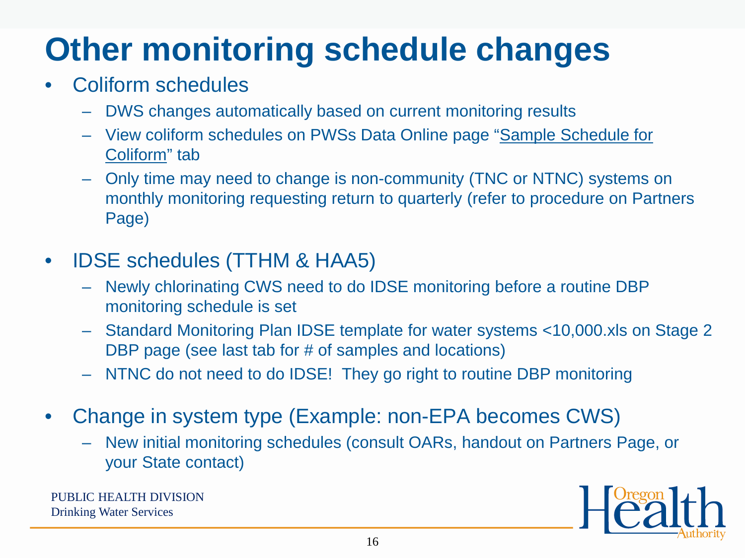# Other monitoring schedule changes

- Coliform schedules
  - DWS changes automatically based on current monitoring results
  - View coliform schedules on PWSs Data Online page "Sample Schedule for Coliform" tab
  - Only time may need to change is non-community (TNC or NTNC) systems on monthly monitoring requesting return to quarterly (refer to procedure on Partners Page)
- IDSE schedules (TTHM & HAA5)
  - Newly chlorinating CWS need to do IDSE monitoring before a routine DBP monitoring schedule is set
  - Standard Monitoring Plan IDSE template for water systems <10,000.xls on Stage 2 DBP page (see last tab for # of samples and locations)
  - NTNC do not need to do IDSE! They go right to routine DBP monitoring
- Change in system type (Example: non-EPA becomes CWS)
  - New initial monitoring schedules (consult OARs, handout on Partners Page, or your State contact)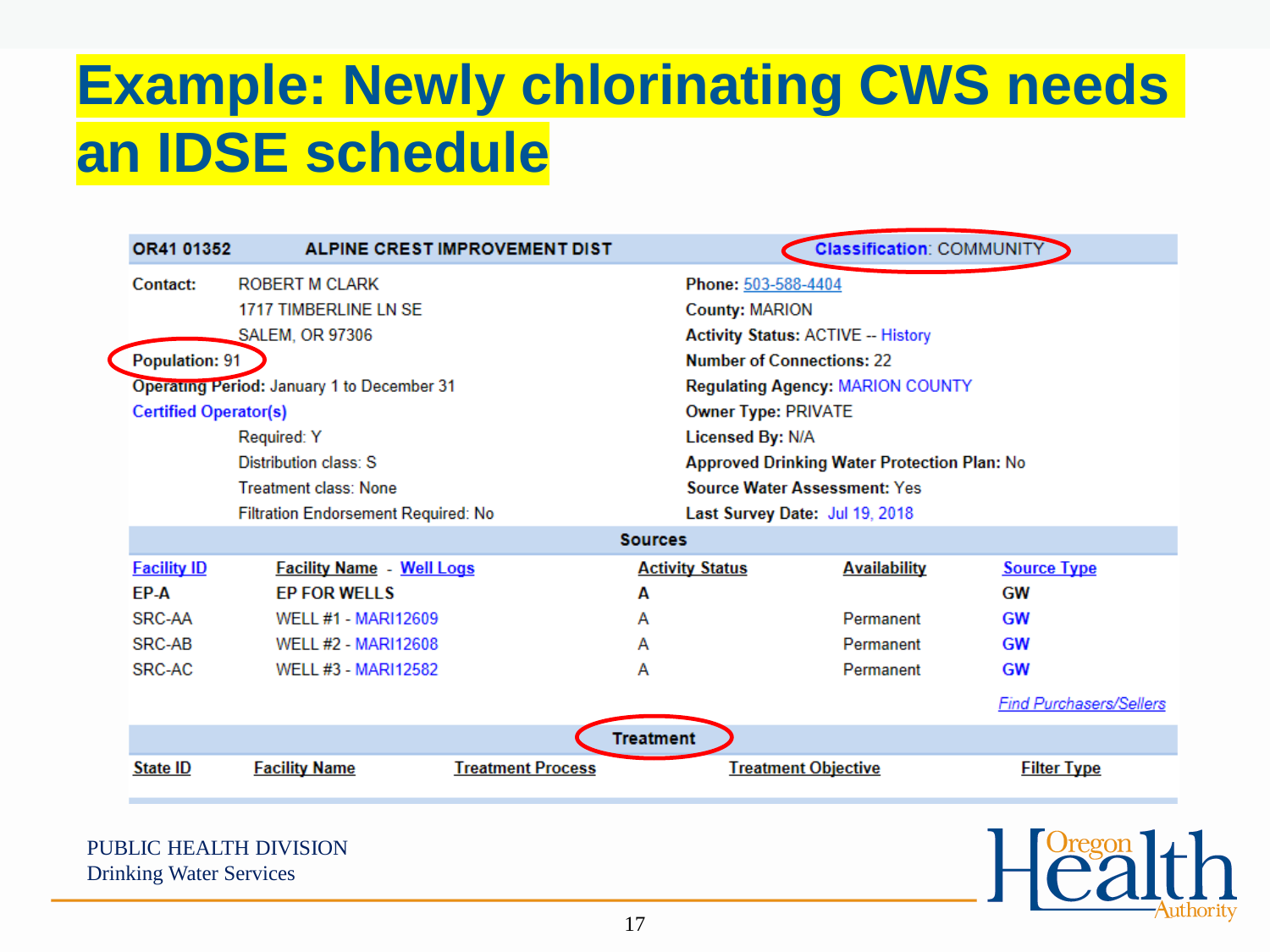# Example: Newly chlorinating CWS needs an IDSE schedule

**OR41 01352** **ALPINE CREST IMPROVEMENT DIST** **Classification**: COMMUNITY

| | | | |
|---|---|---|---|
| **Contact:** | ROBERT M CLARK | **Phone:** | 503-588-4404 |
| | 1717 TIMBERLINE LN SE | **County:** | MARION |
| | SALEM, OR 97306 | **Activity Status:** | ACTIVE -- History |
| **Population:** 91 | | **Number of Connections:** | 22 |
| **Operating Period:** January 1 to December 31 | | **Regulating Agency:** | MARION COUNTY |
| Certified Operator(s) | | **Owner Type:** | PRIVATE |
| | Required: Y | **Licensed By:** | N/A |
| | Distribution class: S | **Approved Drinking Water Protection Plan:** | No |
| | Treatment class: None | **Source Water Assessment:** | Yes |
| | Filtration Endorsement Required: No | **Last Survey Date:** | Jul 19, 2018 |

**Sources**

| Facility ID | Facility Name - Well Logs | Activity Status | Availability | Source Type |
|---|---|---|---|---|
| **EP-A** | **EP FOR WELLS** | **A** | | **GW** |
| SRC-AA | WELL #1 - MARI12609 | A | Permanent | GW |
| SRC-AB | WELL #2 - MARI12608 | A | Permanent | GW |
| SRC-AC | WELL #3 - MARI12582 | A | Permanent | GW |

*Find Purchasers/Sellers*

**Treatment**

| State ID | Facility Name | Treatment Process | Treatment Objective | Filter Type |
|---|---|---|---|---|

PUBLIC HEALTH DIVISION
Drinking Water Services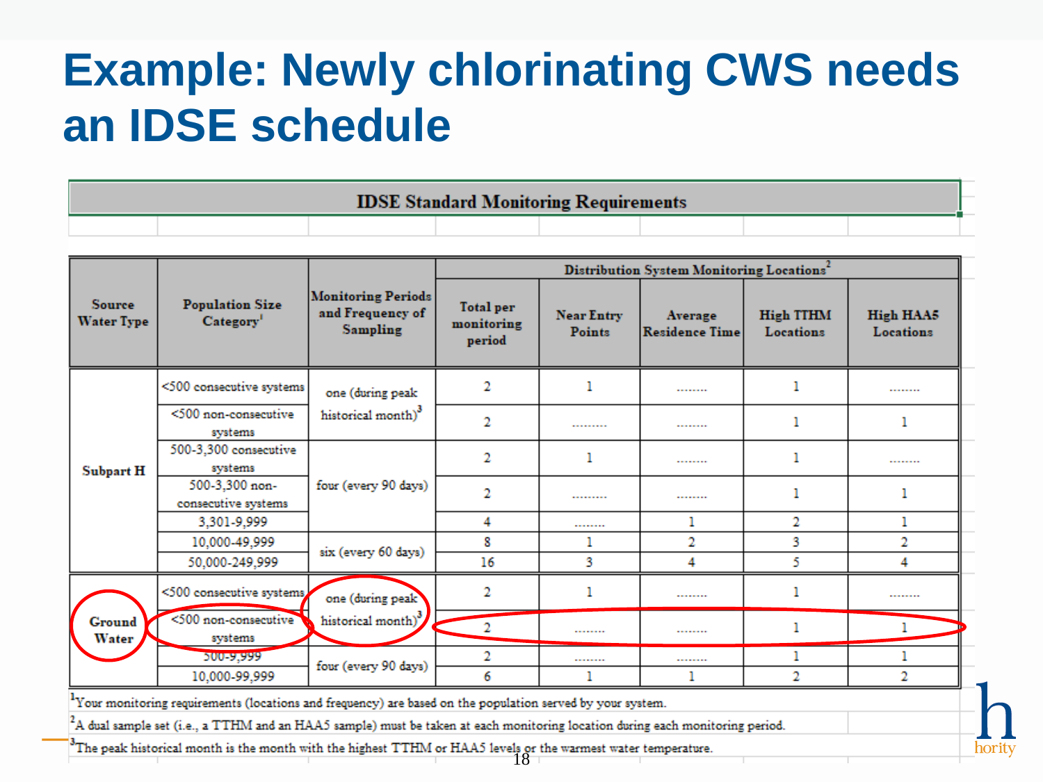# Example: Newly chlorinating CWS needs an IDSE schedule

**IDSE Standard Monitoring Requirements**

| Source Water Type | Population Size Category[1] | Monitoring Periods and Frequency of Sampling | Distribution System Monitoring Locations[2] | | | | |
|---|---|---|---|---|---|---|---|
| | | | Total per monitoring period | Near Entry Points | Average Residence Time | High TTHM Locations | High HAA5 Locations |
| Subpart H | <500 consecutive systems | one (during peak historical month)[3] | 2 | 1 | ........ | 1 | ........ |
| | <500 non-consecutive systems | | 2 | ........ | ........ | 1 | 1 |
| | 500-3,300 consecutive systems | four (every 90 days) | 2 | 1 | ........ | 1 | ........ |
| | 500-3,300 non-consecutive systems | | 2 | ........ | ........ | 1 | 1 |
| | 3,301-9,999 | | 4 | ........ | 1 | 2 | 1 |
| | 10,000-49,999 | six (every 60 days) | 8 | 1 | 2 | 3 | 2 |
| | 50,000-249,999 | | 16 | 3 | 4 | 5 | 4 |
| Ground Water | <500 consecutive systems | one (during peak historical month)[3] | 2 | 1 | ........ | 1 | ........ |
| | <500 non-consecutive systems | | 2 | ........ | ........ | 1 | 1 |
| | 500-9,999 | four (every 90 days) | 2 | ........ | ........ | 1 | 1 |
| | 10,000-99,999 | | 6 | 1 | 1 | 2 | 2 |

[1]Your monitoring requirements (locations and frequency) are based on the population served by your system.

[2]A dual sample set (i.e., a TTHM and an HAA5 sample) must be taken at each monitoring location during each monitoring period.

[3]The peak historical month is the month with the highest TTHM or HAA5 levels or the warmest water temperature.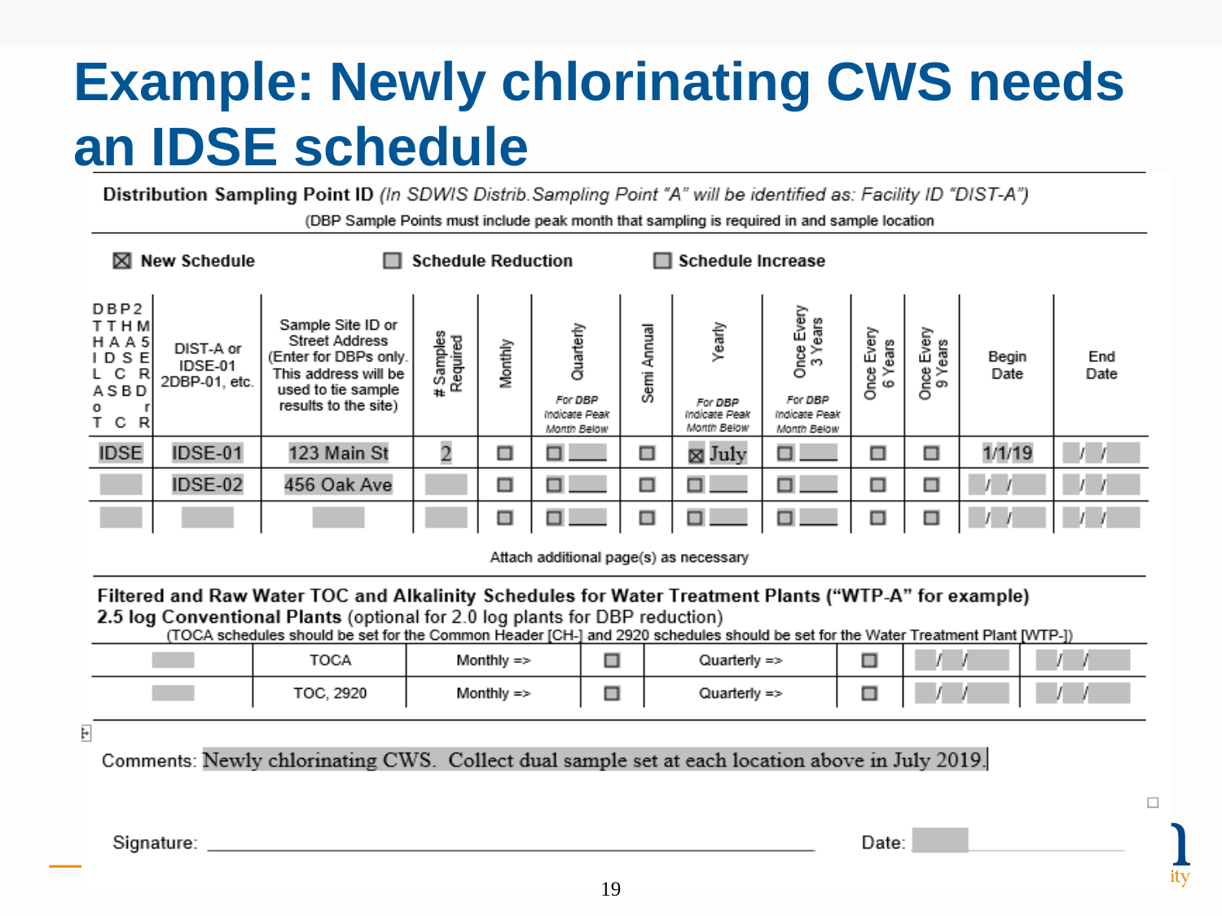# Example: Newly chlorinating CWS needs an IDSE schedule

**Distribution Sampling Point ID** *(In SDWIS Distrib.Sampling Point "A" will be identified as: Facility ID "DIST-A")*

(DBP Sample Points must include peak month that sampling is required in and sample location

☒ **New Schedule** ☐ **Schedule Reduction** ☐ **Schedule Increase**

| DBP2 TTHM HAA5 IDSE LCR ASBD o r TCR | DIST-A or IDSE-01 2DBP-01, etc. | Sample Site ID or Street Address (Enter for DBPs only. This address will be used to tie sample results to the site) | # Samples Required | Monthly | Quarterly *For DBP Indicate Peak Month Below* | Semi Annual | Yearly *For DBP Indicate Peak Month Below* | Once Every 3 Years *For DBP Indicate Peak Month Below* | Once Every 6 Years | Once Every 9 Years | Begin Date | End Date |
|---|---|---|---|---|---|---|---|---|---|---|---|---|
| IDSE | IDSE-01 | 123 Main St | 2 | ☐ | ☐ | ☐ | ☒ July | ☐ | ☐ | ☐ | 1/1/19 | / / |
| | IDSE-02 | 456 Oak Ave | | ☐ | ☐ | ☐ | ☐ | ☐ | ☐ | ☐ | / / | / / |
| | | | | ☐ | ☐ | ☐ | ☐ | ☐ | ☐ | ☐ | / / | / / |

Attach additional page(s) as necessary

**Filtered and Raw Water TOC and Alkalinity Schedules for Water Treatment Plants ("WTP-A" for example)**
**2.5 log Conventional Plants** (optional for 2.0 log plants for DBP reduction)
(TOCA schedules should be set for the Common Header [CH-] and 2920 schedules should be set for the Water Treatment Plant [WTP-])

| | | | | | | | |
|---|---|---|---|---|---|---|---|
| | TOCA | Monthly => | ☐ | Quarterly => | ☐ | / / | / / |
| | TOC, 2920 | Monthly => | ☐ | Quarterly => | ☐ | / / | / / |

Comments: Newly chlorinating CWS. Collect dual sample set at each location above in July 2019.

Signature: ______________________________ Date: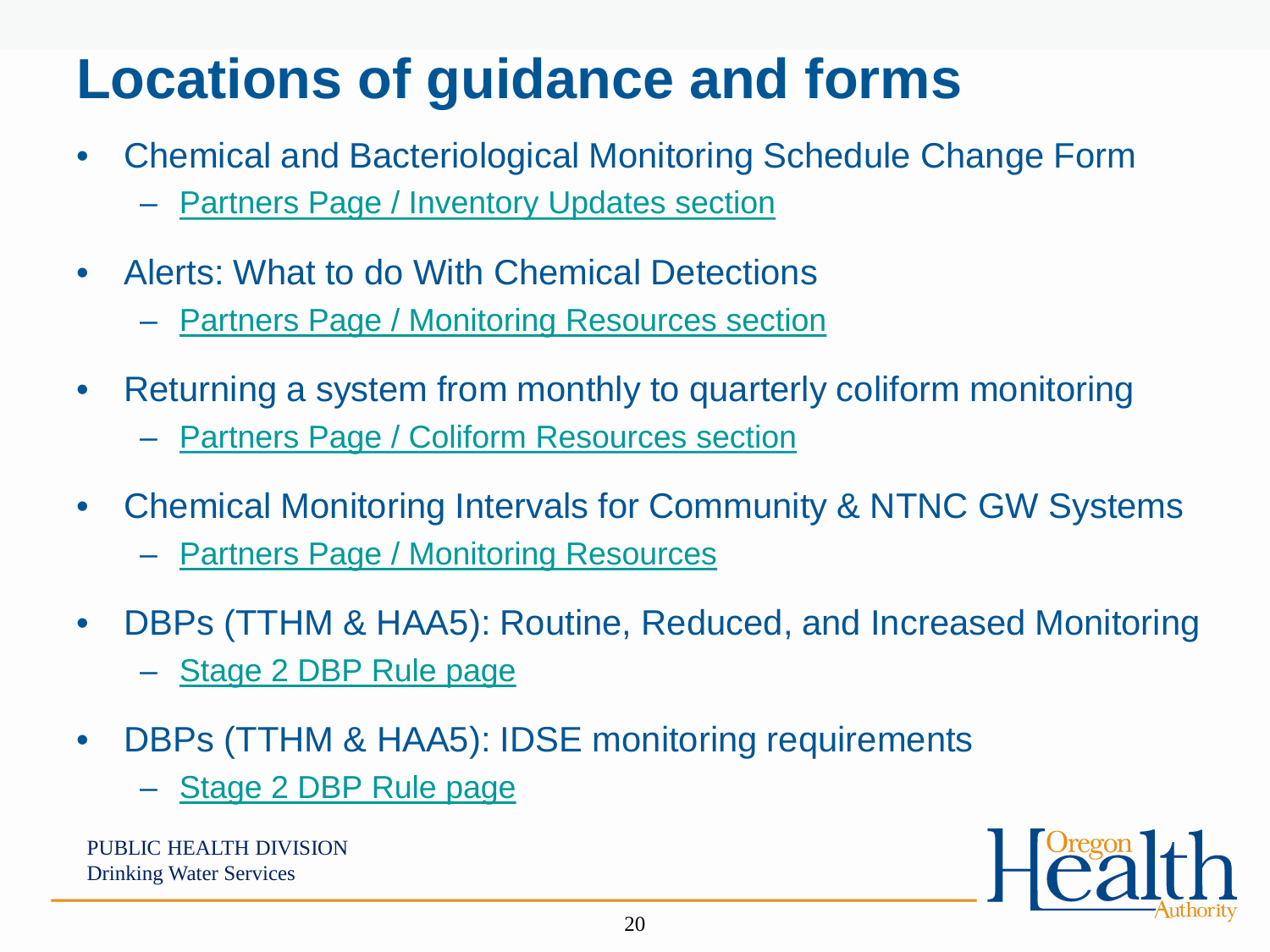# Locations of guidance and forms

- Chemical and Bacteriological Monitoring Schedule Change Form
  - Partners Page / Inventory Updates section
- Alerts: What to do With Chemical Detections
  - Partners Page / Monitoring Resources section
- Returning a system from monthly to quarterly coliform monitoring
  - Partners Page / Coliform Resources section
- Chemical Monitoring Intervals for Community & NTNC GW Systems
  - Partners Page / Monitoring Resources
- DBPs (TTHM & HAA5): Routine, Reduced, and Increased Monitoring
  - Stage 2 DBP Rule page
- DBPs (TTHM & HAA5): IDSE monitoring requirements
  - Stage 2 DBP Rule page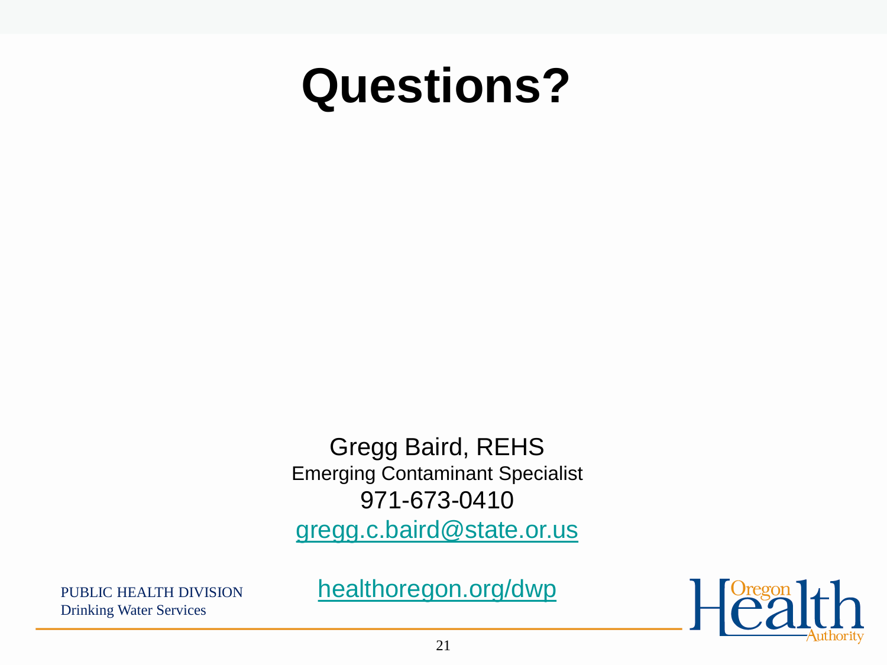# Questions?

Gregg Baird, REHS
Emerging Contaminant Specialist
971-673-0410
gregg.c.baird@state.or.us

healthoregon.org/dwp

PUBLIC HEALTH DIVISION
Drinking Water Services

Oregon Health Authority